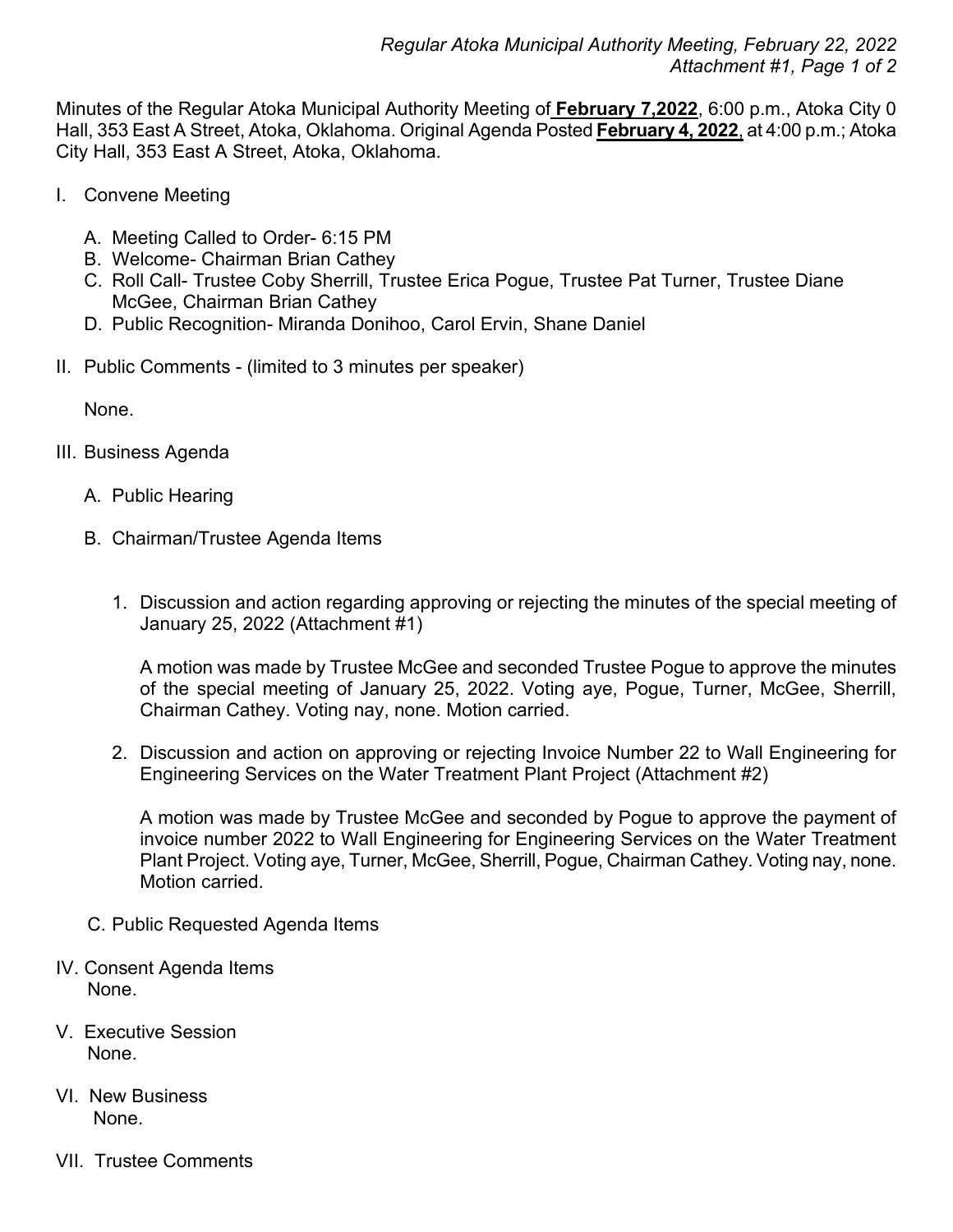Minutes of the Regular Atoka Municipal Authority Meeting of **February 7,2022**, 6:00 p.m., Atoka City 0 Hall, 353 East A Street, Atoka, Oklahoma. Original Agenda Posted **February 4, 2022**, at 4:00 p.m.; Atoka City Hall, 353 East A Street, Atoka, Oklahoma.

I. Convene Meeting

   A. Meeting Called to Order- 6:15 PM
   B. Welcome- Chairman Brian Cathey
   C. Roll Call- Trustee Coby Sherrill, Trustee Erica Pogue, Trustee Pat Turner, Trustee Diane McGee, Chairman Brian Cathey
   D. Public Recognition- Miranda Donihoo, Carol Ervin, Shane Daniel

II. Public Comments - (limited to 3 minutes per speaker)

   None.

III. Business Agenda

   A. Public Hearing

   B. Chairman/Trustee Agenda Items

      1. Discussion and action regarding approving or rejecting the minutes of the special meeting of January 25, 2022 (Attachment #1)

         A motion was made by Trustee McGee and seconded Trustee Pogue to approve the minutes of the special meeting of January 25, 2022. Voting aye, Pogue, Turner, McGee, Sherrill, Chairman Cathey. Voting nay, none. Motion carried.

      2. Discussion and action on approving or rejecting Invoice Number 22 to Wall Engineering for Engineering Services on the Water Treatment Plant Project (Attachment #2)

         A motion was made by Trustee McGee and seconded by Pogue to approve the payment of invoice number 2022 to Wall Engineering for Engineering Services on the Water Treatment Plant Project. Voting aye, Turner, McGee, Sherrill, Pogue, Chairman Cathey. Voting nay, none. Motion carried.

   C. Public Requested Agenda Items

IV. Consent Agenda Items
   None.

V. Executive Session
   None.

VI. New Business
   None.

VII. Trustee Comments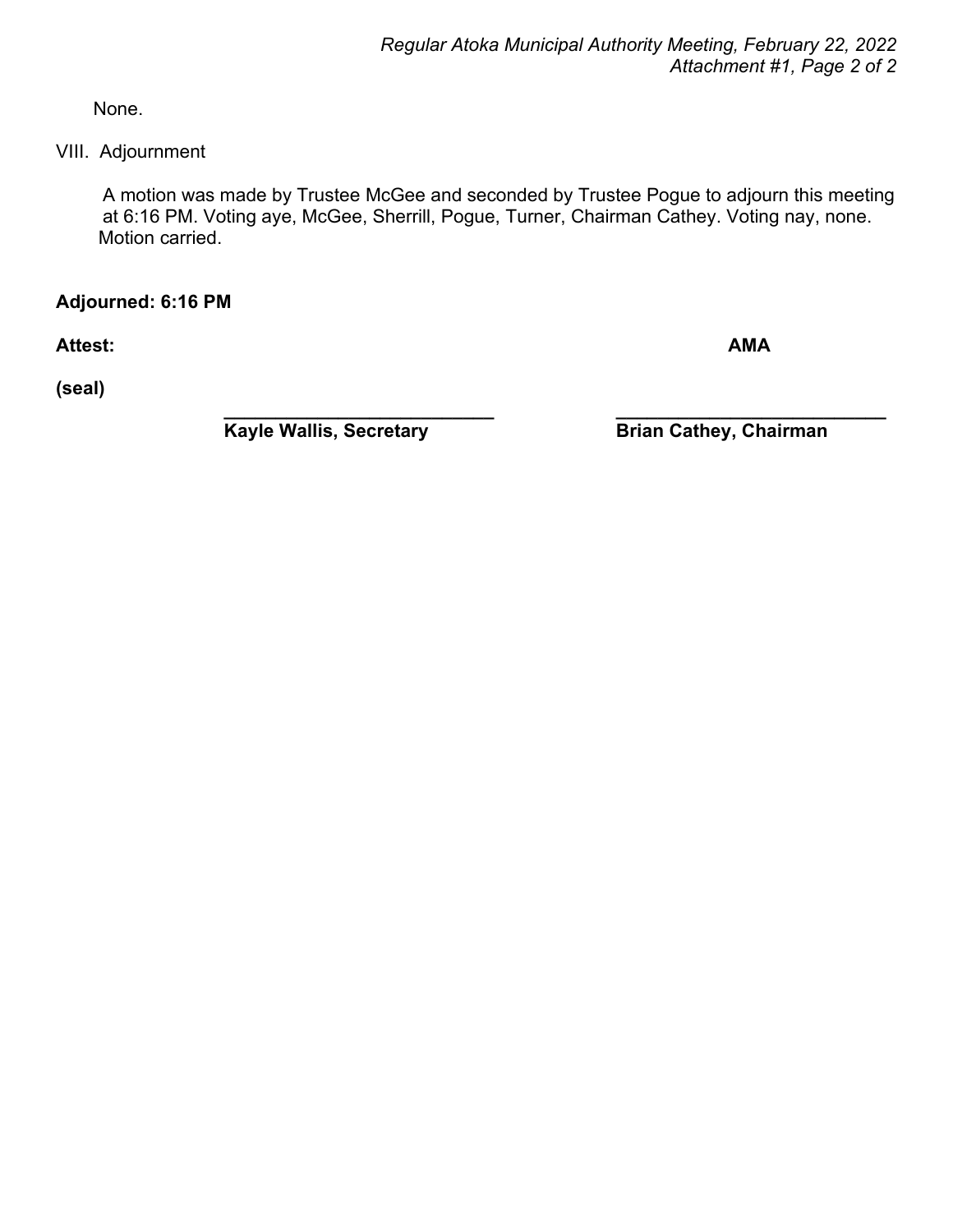None.

VIII. Adjournment

A motion was made by Trustee McGee and seconded by Trustee Pogue to adjourn this meeting at 6:16 PM. Voting aye, McGee, Sherrill, Pogue, Turner, Chairman Cathey. Voting nay, none. Motion carried.

**Adjourned: 6:16 PM**

**Attest:** **AMA**

**(seal)**

**\_\_\_\_\_\_\_\_\_\_\_\_\_\_\_\_\_\_\_\_\_\_\_\_\_\_\_**
**Kayle Wallis, Secretary**

**\_\_\_\_\_\_\_\_\_\_\_\_\_\_\_\_\_\_\_\_\_\_\_\_\_\_\_**
**Brian Cathey, Chairman**